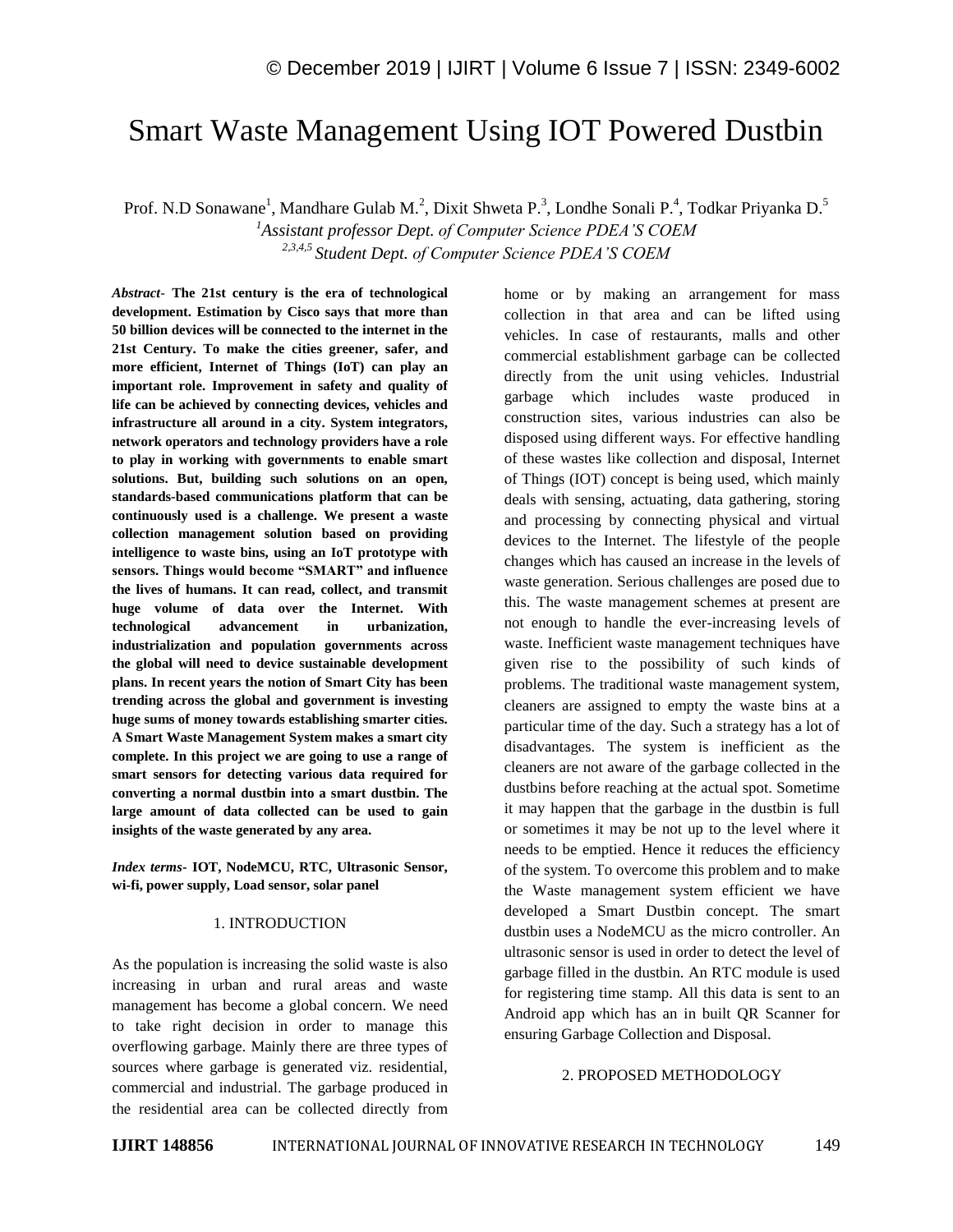# Smart Waste Management Using IOT Powered Dustbin

Prof. N.D Sonawane[1], Mandhare Gulab M.[2], Dixit Shweta P.[3], Londhe Sonali P.[4], Todkar Priyanka D.[5]

[1]*Assistant professor Dept. of Computer Science PDEA'S COEM*

[2,3,4,5] *Student Dept. of Computer Science PDEA'S COEM*

***Abstract-*** **The 21st century is the era of technological development. Estimation by Cisco says that more than 50 billion devices will be connected to the internet in the 21st Century. To make the cities greener, safer, and more efficient, Internet of Things (IoT) can play an important role. Improvement in safety and quality of life can be achieved by connecting devices, vehicles and infrastructure all around in a city. System integrators, network operators and technology providers have a role to play in working with governments to enable smart solutions. But, building such solutions on an open, standards-based communications platform that can be continuously used is a challenge. We present a waste collection management solution based on providing intelligence to waste bins, using an IoT prototype with sensors. Things would become "SMART" and influence the lives of humans. It can read, collect, and transmit huge volume of data over the Internet. With technological advancement in urbanization, industrialization and population governments across the global will need to device sustainable development plans. In recent years the notion of Smart City has been trending across the global and government is investing huge sums of money towards establishing smarter cities. A Smart Waste Management System makes a smart city complete. In this project we are going to use a range of smart sensors for detecting various data required for converting a normal dustbin into a smart dustbin. The large amount of data collected can be used to gain insights of the waste generated by any area.**

***Index terms-*** **IOT, NodeMCU, RTC, Ultrasonic Sensor, wi-fi, power supply, Load sensor, solar panel**

## 1. INTRODUCTION

As the population is increasing the solid waste is also increasing in urban and rural areas and waste management has become a global concern. We need to take right decision in order to manage this overflowing garbage. Mainly there are three types of sources where garbage is generated viz. residential, commercial and industrial. The garbage produced in the residential area can be collected directly from home or by making an arrangement for mass collection in that area and can be lifted using vehicles. In case of restaurants, malls and other commercial establishment garbage can be collected directly from the unit using vehicles. Industrial garbage which includes waste produced in construction sites, various industries can also be disposed using different ways. For effective handling of these wastes like collection and disposal, Internet of Things (IOT) concept is being used, which mainly deals with sensing, actuating, data gathering, storing and processing by connecting physical and virtual devices to the Internet. The lifestyle of the people changes which has caused an increase in the levels of waste generation. Serious challenges are posed due to this. The waste management schemes at present are not enough to handle the ever-increasing levels of waste. Inefficient waste management techniques have given rise to the possibility of such kinds of problems. The traditional waste management system, cleaners are assigned to empty the waste bins at a particular time of the day. Such a strategy has a lot of disadvantages. The system is inefficient as the cleaners are not aware of the garbage collected in the dustbins before reaching at the actual spot. Sometime it may happen that the garbage in the dustbin is full or sometimes it may be not up to the level where it needs to be emptied. Hence it reduces the efficiency of the system. To overcome this problem and to make the Waste management system efficient we have developed a Smart Dustbin concept. The smart dustbin uses a NodeMCU as the micro controller. An ultrasonic sensor is used in order to detect the level of garbage filled in the dustbin. An RTC module is used for registering time stamp. All this data is sent to an Android app which has an in built QR Scanner for ensuring Garbage Collection and Disposal.

## 2. PROPOSED METHODOLOGY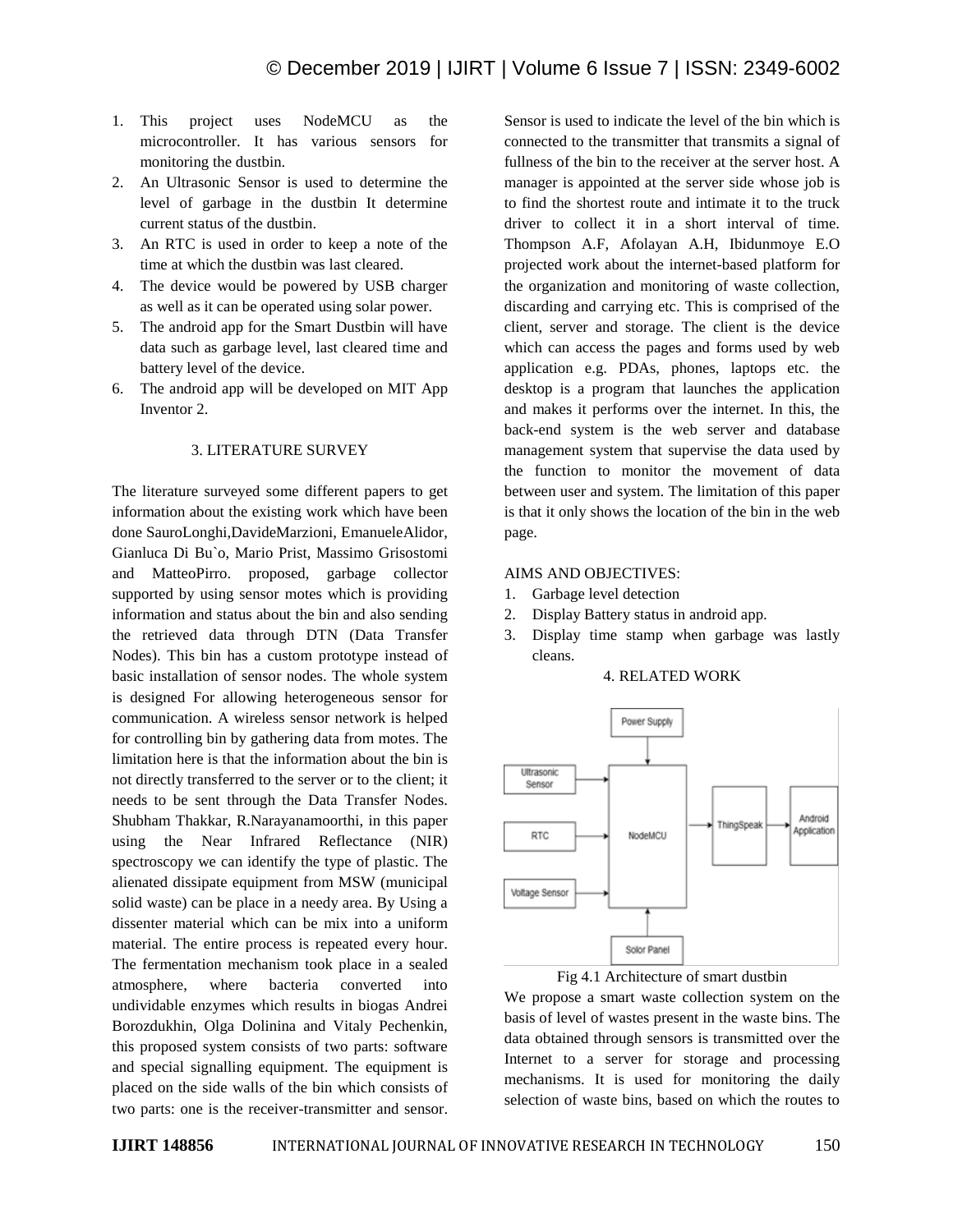1. This project uses NodeMCU as the microcontroller. It has various sensors for monitoring the dustbin.
2. An Ultrasonic Sensor is used to determine the level of garbage in the dustbin It determine current status of the dustbin.
3. An RTC is used in order to keep a note of the time at which the dustbin was last cleared.
4. The device would be powered by USB charger as well as it can be operated using solar power.
5. The android app for the Smart Dustbin will have data such as garbage level, last cleared time and battery level of the device.
6. The android app will be developed on MIT App Inventor 2.

## 3. LITERATURE SURVEY

The literature surveyed some different papers to get information about the existing work which have been done SauroLonghi,DavideMarzioni, EmanueleAlidor, Gianluca Di Bu`o, Mario Prist, Massimo Grisostomi and MatteoPirro. proposed, garbage collector supported by using sensor motes which is providing information and status about the bin and also sending the retrieved data through DTN (Data Transfer Nodes). This bin has a custom prototype instead of basic installation of sensor nodes. The whole system is designed For allowing heterogeneous sensor for communication. A wireless sensor network is helped for controlling bin by gathering data from motes. The limitation here is that the information about the bin is not directly transferred to the server or to the client; it needs to be sent through the Data Transfer Nodes. Shubham Thakkar, R.Narayanamoorthi, in this paper using the Near Infrared Reflectance (NIR) spectroscopy we can identify the type of plastic. The alienated dissipate equipment from MSW (municipal solid waste) can be place in a needy area. By Using a dissenter material which can be mix into a uniform material. The entire process is repeated every hour. The fermentation mechanism took place in a sealed atmosphere, where bacteria converted into undividable enzymes which results in biogas Andrei Borozdukhin, Olga Dolinina and Vitaly Pechenkin, this proposed system consists of two parts: software and special signalling equipment. The equipment is placed on the side walls of the bin which consists of two parts: one is the receiver-transmitter and sensor. Sensor is used to indicate the level of the bin which is connected to the transmitter that transmits a signal of fullness of the bin to the receiver at the server host. A manager is appointed at the server side whose job is to find the shortest route and intimate it to the truck driver to collect it in a short interval of time. Thompson A.F, Afolayan A.H, Ibidunmoye E.O projected work about the internet-based platform for the organization and monitoring of waste collection, discarding and carrying etc. This is comprised of the client, server and storage. The client is the device which can access the pages and forms used by web application e.g. PDAs, phones, laptops etc. the desktop is a program that launches the application and makes it performs over the internet. In this, the back-end system is the web server and database management system that supervise the data used by the function to monitor the movement of data between user and system. The limitation of this paper is that it only shows the location of the bin in the web page.

AIMS AND OBJECTIVES:

1. Garbage level detection
2. Display Battery status in android app.
3. Display time stamp when garbage was lastly cleans.

## 4. RELATED WORK

Fig 4.1 Architecture of smart dustbin

We propose a smart waste collection system on the basis of level of wastes present in the waste bins. The data obtained through sensors is transmitted over the Internet to a server for storage and processing mechanisms. It is used for monitoring the daily selection of waste bins, based on which the routes to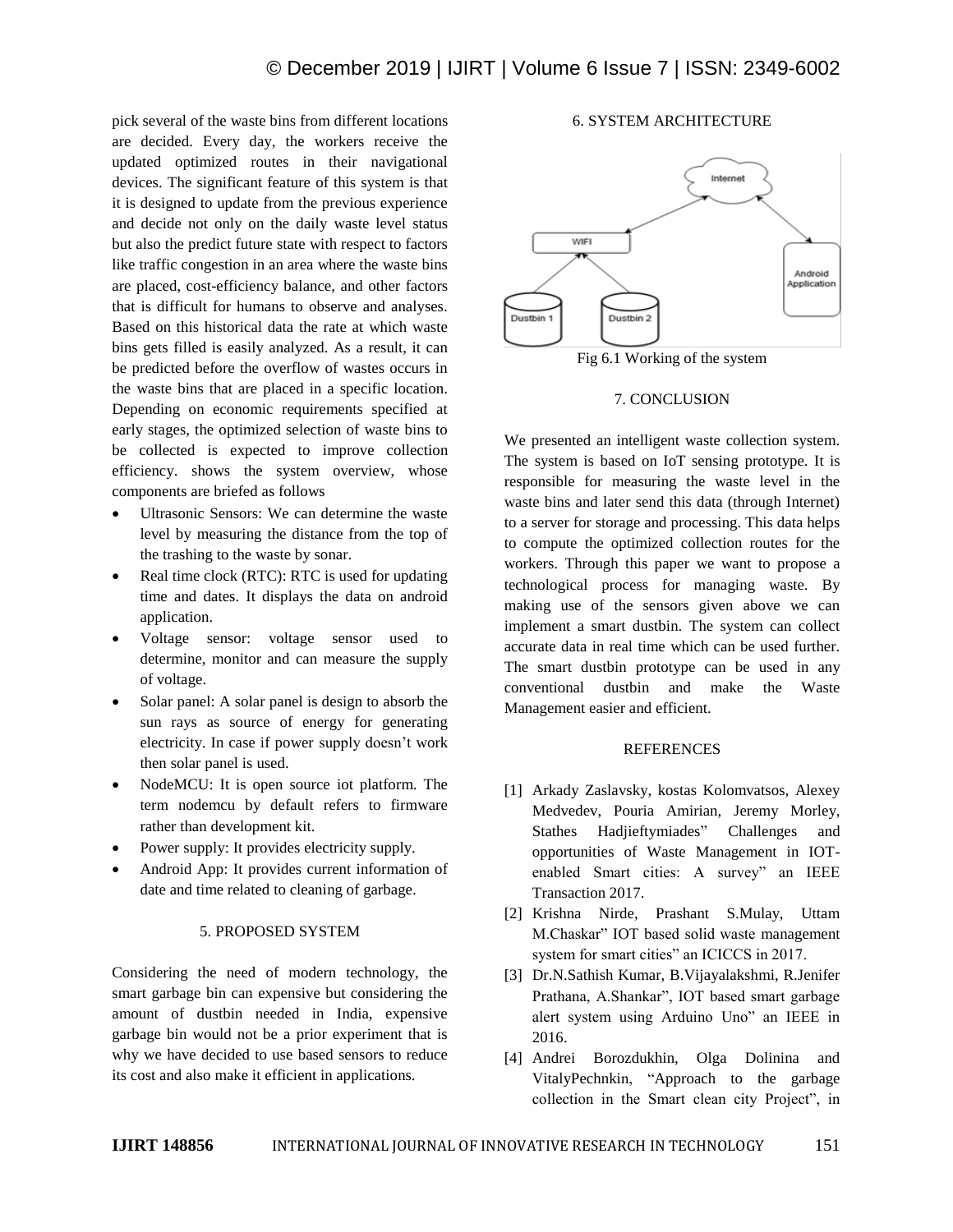pick several of the waste bins from different locations are decided. Every day, the workers receive the updated optimized routes in their navigational devices. The significant feature of this system is that it is designed to update from the previous experience and decide not only on the daily waste level status but also the predict future state with respect to factors like traffic congestion in an area where the waste bins are placed, cost-efficiency balance, and other factors that is difficult for humans to observe and analyses. Based on this historical data the rate at which waste bins gets filled is easily analyzed. As a result, it can be predicted before the overflow of wastes occurs in the waste bins that are placed in a specific location. Depending on economic requirements specified at early stages, the optimized selection of waste bins to be collected is expected to improve collection efficiency. shows the system overview, whose components are briefed as follows

- Ultrasonic Sensors: We can determine the waste level by measuring the distance from the top of the trashing to the waste by sonar.
- Real time clock (RTC): RTC is used for updating time and dates. It displays the data on android application.
- Voltage sensor: voltage sensor used to determine, monitor and can measure the supply of voltage.
- Solar panel: A solar panel is design to absorb the sun rays as source of energy for generating electricity. In case if power supply doesn't work then solar panel is used.
- NodeMCU: It is open source iot platform. The term nodemcu by default refers to firmware rather than development kit.
- Power supply: It provides electricity supply.
- Android App: It provides current information of date and time related to cleaning of garbage.

## 5. PROPOSED SYSTEM

Considering the need of modern technology, the smart garbage bin can expensive but considering the amount of dustbin needed in India, expensive garbage bin would not be a prior experiment that is why we have decided to use based sensors to reduce its cost and also make it efficient in applications.

## 6. SYSTEM ARCHITECTURE

Fig 6.1 Working of the system

## 7. CONCLUSION

We presented an intelligent waste collection system. The system is based on IoT sensing prototype. It is responsible for measuring the waste level in the waste bins and later send this data (through Internet) to a server for storage and processing. This data helps to compute the optimized collection routes for the workers. Through this paper we want to propose a technological process for managing waste. By making use of the sensors given above we can implement a smart dustbin. The system can collect accurate data in real time which can be used further. The smart dustbin prototype can be used in any conventional dustbin and make the Waste Management easier and efficient.

## REFERENCES

[1] Arkady Zaslavsky, kostas Kolomvatsos, Alexey Medvedev, Pouria Amirian, Jeremy Morley, Stathes Hadjieftymiades" Challenges and opportunities of Waste Management in IOT-enabled Smart cities: A survey" an IEEE Transaction 2017.

[2] Krishna Nirde, Prashant S.Mulay, Uttam M.Chaskar" IOT based solid waste management system for smart cities" an ICICCS in 2017.

[3] Dr.N.Sathish Kumar, B.Vijayalakshmi, R.Jenifer Prathana, A.Shankar", IOT based smart garbage alert system using Arduino Uno" an IEEE in 2016.

[4] Andrei Borozdukhin, Olga Dolinina and VitalyPechnkin, "Approach to the garbage collection in the Smart clean city Project", in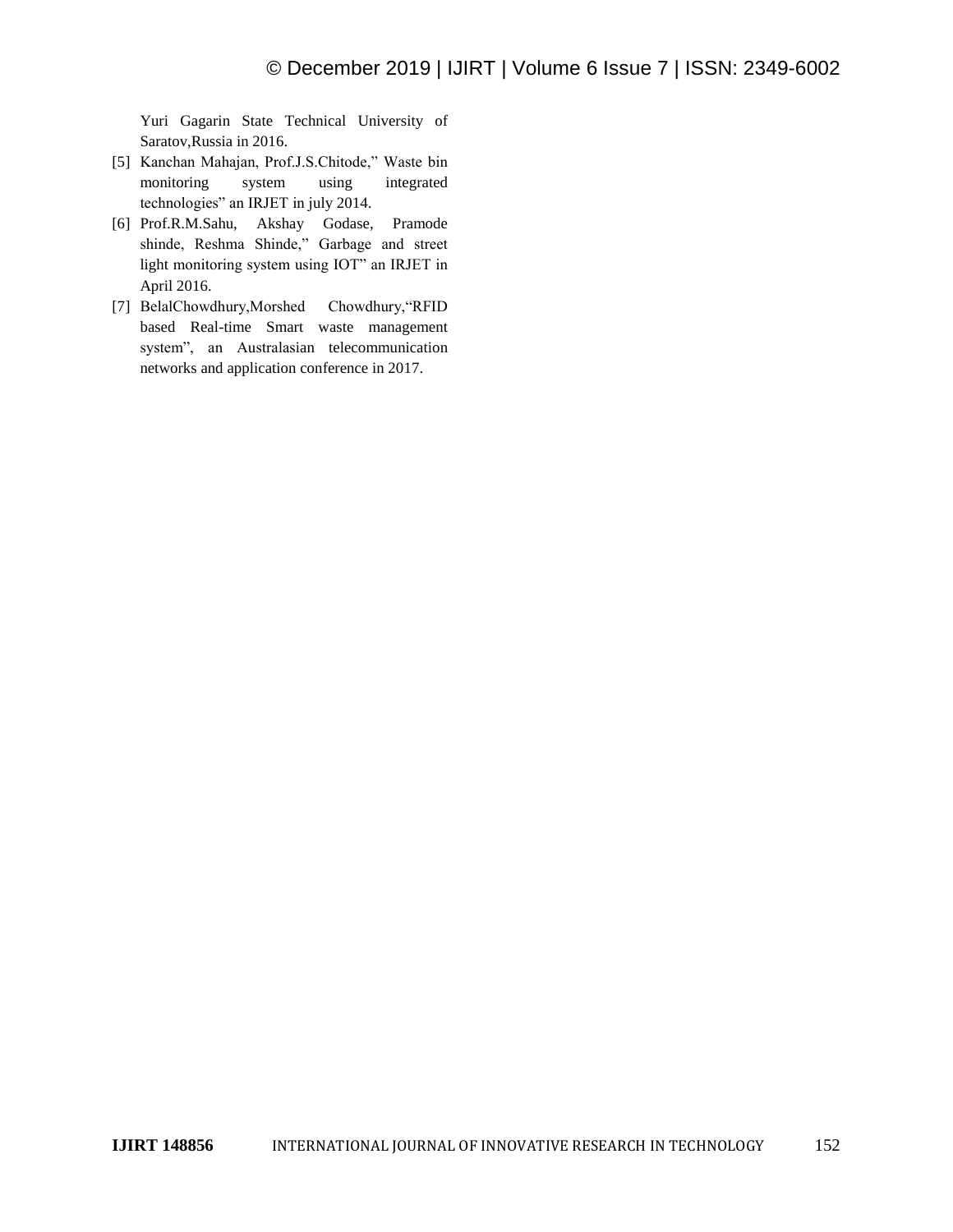Yuri Gagarin State Technical University of Saratov,Russia in 2016.

[5] Kanchan Mahajan, Prof.J.S.Chitode," Waste bin monitoring system using integrated technologies" an IRJET in july 2014.

[6] Prof.R.M.Sahu, Akshay Godase, Pramode shinde, Reshma Shinde," Garbage and street light monitoring system using IOT" an IRJET in April 2016.

[7] BelalChowdhury,Morshed Chowdhury,"RFID based Real-time Smart waste management system", an Australasian telecommunication networks and application conference in 2017.